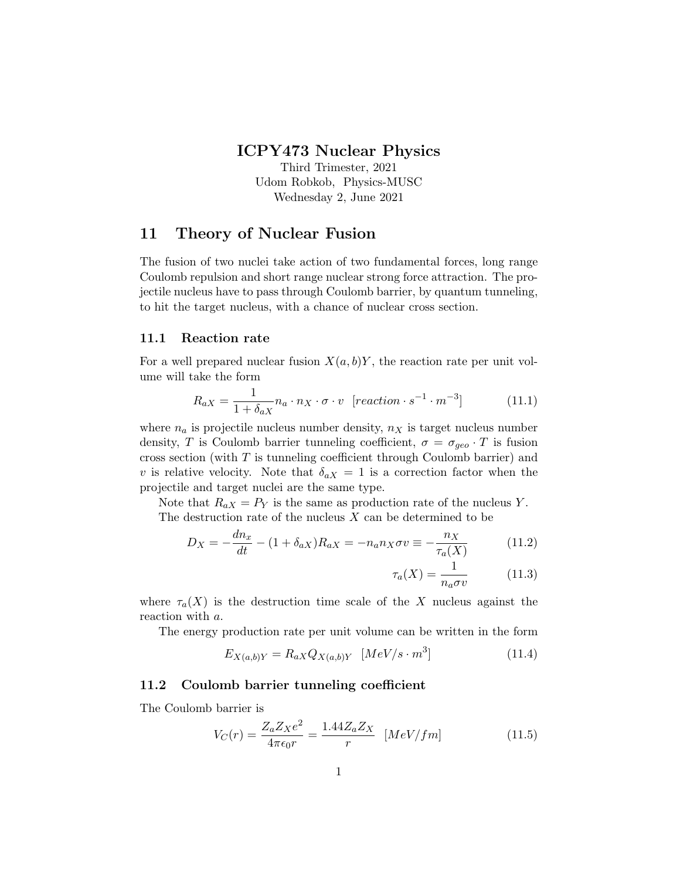# ICPY473 Nuclear Physics

Third Trimester, 2021
Udom Robkob, Physics-MUSC
Wednesday 2, June 2021

## 11 Theory of Nuclear Fusion

The fusion of two nuclei take action of two fundamental forces, long range Coulomb repulsion and short range nuclear strong force attraction. The projectile nucleus have to pass through Coulomb barrier, by quantum tunneling, to hit the target nucleus, with a chance of nuclear cross section.

### 11.1 Reaction rate

For a well prepared nuclear fusion $X(a,b)Y$, the reaction rate per unit volume will take the form

$$R_{aX} = \frac{1}{1+\delta_{aX}} n_a \cdot n_X \cdot \sigma \cdot v \quad [reaction \cdot s^{-1} \cdot m^{-3}] \tag{11.1}$$

where $n_a$ is projectile nucleus number density, $n_X$ is target nucleus number density, $T$ is Coulomb barrier tunneling coefficient, $\sigma = \sigma_{geo} \cdot T$ is fusion cross section (with $T$ is tunneling coefficient through Coulomb barrier) and $v$ is relative velocity. Note that $\delta_{aX} = 1$ is a correction factor when the projectile and target nuclei are the same type.

Note that $R_{aX} = P_Y$ is the same as production rate of the nucleus $Y$.

The destruction rate of the nucleus $X$ can be determined to be

$$D_X = -\frac{dn_x}{dt} - (1+\delta_{aX})R_{aX} = -n_a n_X \sigma v \equiv -\frac{n_X}{\tau_a(X)} \tag{11.2}$$

$$\tau_a(X) = \frac{1}{n_a \sigma v} \tag{11.3}$$

where $\tau_a(X)$ is the destruction time scale of the $X$ nucleus against the reaction with $a$.

The energy production rate per unit volume can be written in the form

$$E_{X(a,b)Y} = R_{aX} Q_{X(a,b)Y} \quad [MeV/s \cdot m^3] \tag{11.4}$$

### 11.2 Coulomb barrier tunneling coefficient

The Coulomb barrier is

$$V_C(r) = \frac{Z_a Z_X e^2}{4\pi\epsilon_0 r} = \frac{1.44 Z_a Z_X}{r} \quad [MeV/fm] \tag{11.5}$$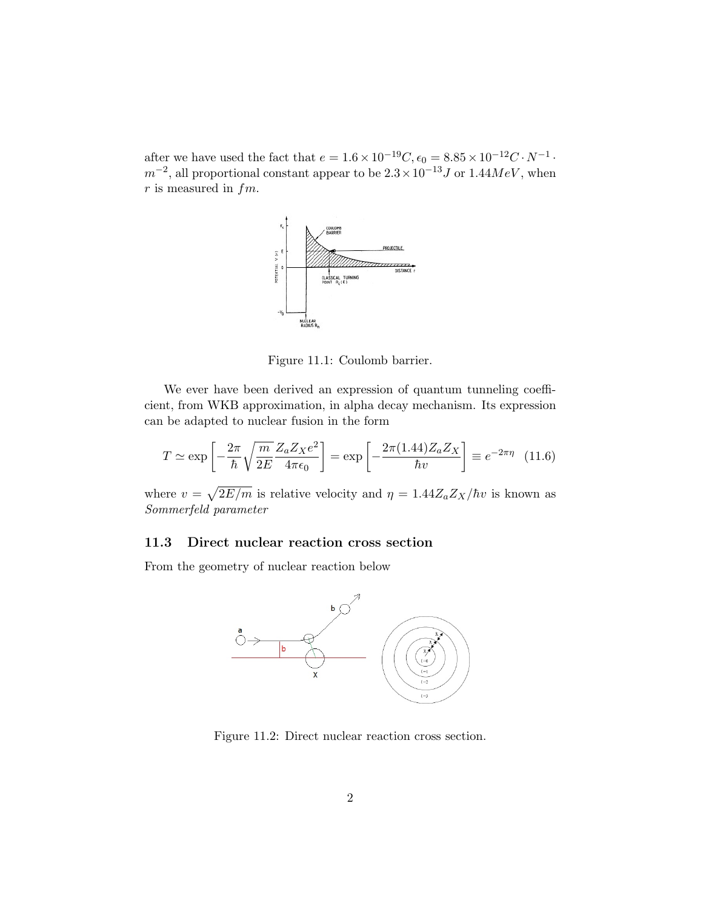after we have used the fact that $e = 1.6 \times 10^{-19} C, \epsilon_0 = 8.85 \times 10^{-12} C \cdot N^{-1} \cdot m^{-2}$, all proportional constant appear to be $2.3 \times 10^{-13} J$ or $1.44 MeV$, when $r$ is measured in $fm$.

Figure 11.1: Coulomb barrier.

We ever have been derived an expression of quantum tunneling coefficient, from WKB approximation, in alpha decay mechanism. Its expression can be adapted to nuclear fusion in the form

$$T \simeq \exp\left[-\frac{2\pi}{\hbar}\sqrt{\frac{m}{2E}}\frac{Z_a Z_X e^2}{4\pi\epsilon_0}\right] = \exp\left[-\frac{2\pi(1.44)Z_a Z_X}{\hbar v}\right] \equiv e^{-2\pi\eta} \quad (11.6)$$

where $v = \sqrt{2E/m}$ is relative velocity and $\eta = 1.44 Z_a Z_X / \hbar v$ is known as *Sommerfeld parameter*

### 11.3 Direct nuclear reaction cross section

From the geometry of nuclear reaction below

Figure 11.2: Direct nuclear reaction cross section.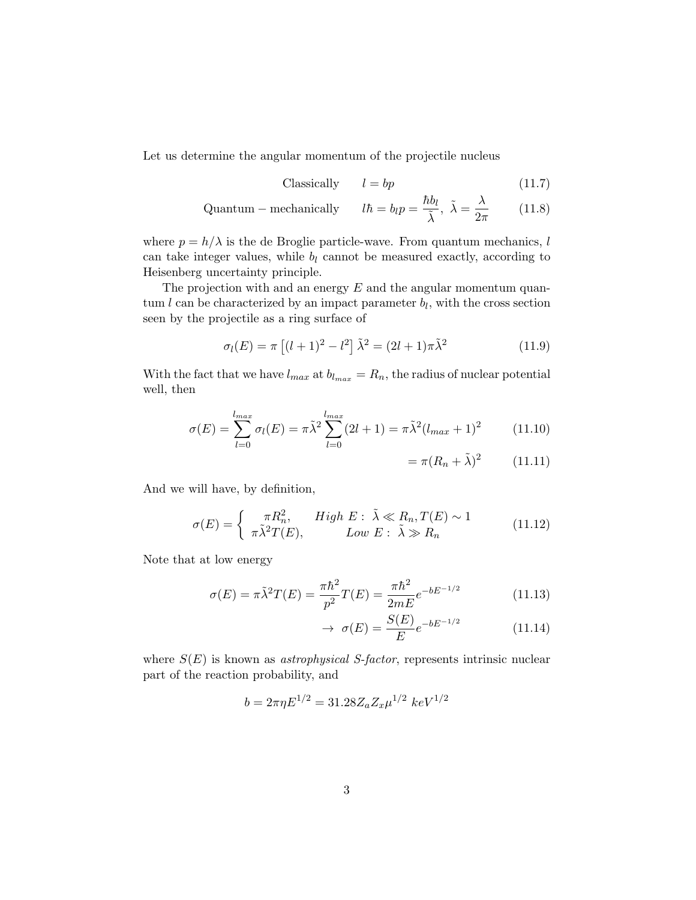Let us determine the angular momentum of the projectile nucleus

$$\text{Classically} \qquad l = bp \tag{11.7}$$

$$\text{Quantum-mechanically} \qquad l\hbar = b_l p = \frac{\hbar b_l}{\tilde{\lambda}},\ \tilde{\lambda} = \frac{\lambda}{2\pi} \tag{11.8}$$

where $p = h/\lambda$ is the de Broglie particle-wave. From quantum mechanics, $l$ can take integer values, while $b_l$ cannot be measured exactly, according to Heisenberg uncertainty principle.

The projection with and an energy $E$ and the angular momentum quantum $l$ can be characterized by an impact parameter $b_l$, with the cross section seen by the projectile as a ring surface of

$$\sigma_l(E) = \pi\left[(l+1)^2 - l^2\right]\tilde{\lambda}^2 = (2l+1)\pi\tilde{\lambda}^2 \tag{11.9}$$

With the fact that we have $l_{max}$ at $b_{l_{max}} = R_n$, the radius of nuclear potential well, then

$$\sigma(E) = \sum_{l=0}^{l_{max}} \sigma_l(E) = \pi\tilde{\lambda}^2 \sum_{l=0}^{l_{max}} (2l+1) = \pi\tilde{\lambda}^2 (l_{max}+1)^2 \tag{11.10}$$

$$= \pi(R_n + \tilde{\lambda})^2 \tag{11.11}$$

And we will have, by definition,

$$\sigma(E) = \begin{cases} \pi R_n^2, & High\ E:\ \tilde{\lambda} \ll R_n, T(E) \sim 1 \\ \pi\tilde{\lambda}^2 T(E), & Low\ E:\ \tilde{\lambda} \gg R_n \end{cases} \tag{11.12}$$

Note that at low energy

$$\sigma(E) = \pi\tilde{\lambda}^2 T(E) = \frac{\pi\hbar^2}{p^2} T(E) = \frac{\pi\hbar^2}{2mE} e^{-bE^{-1/2}} \tag{11.13}$$

$$\rightarrow\ \sigma(E) = \frac{S(E)}{E} e^{-bE^{-1/2}} \tag{11.14}$$

where $S(E)$ is known as *astrophysical S-factor*, represents intrinsic nuclear part of the reaction probability, and

$$b = 2\pi\eta E^{1/2} = 31.28 Z_a Z_x \mu^{1/2}\ keV^{1/2}$$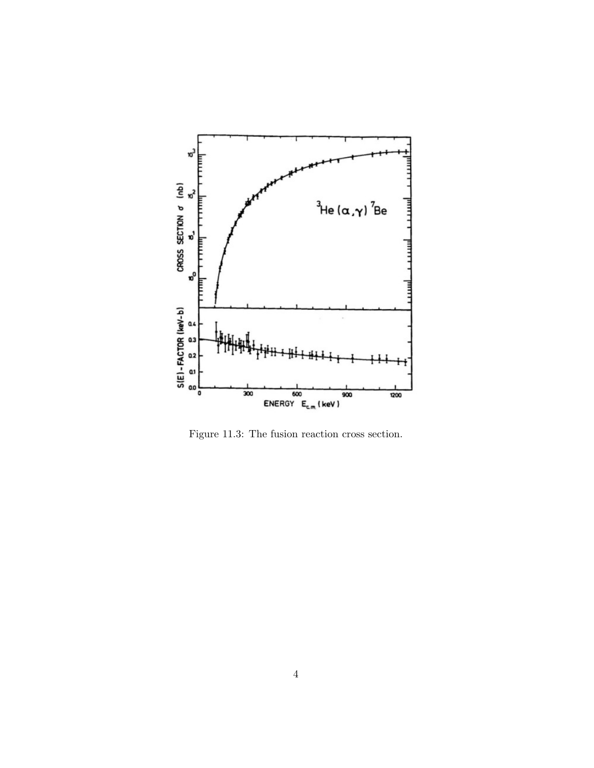Figure 11.3: The fusion reaction cross section.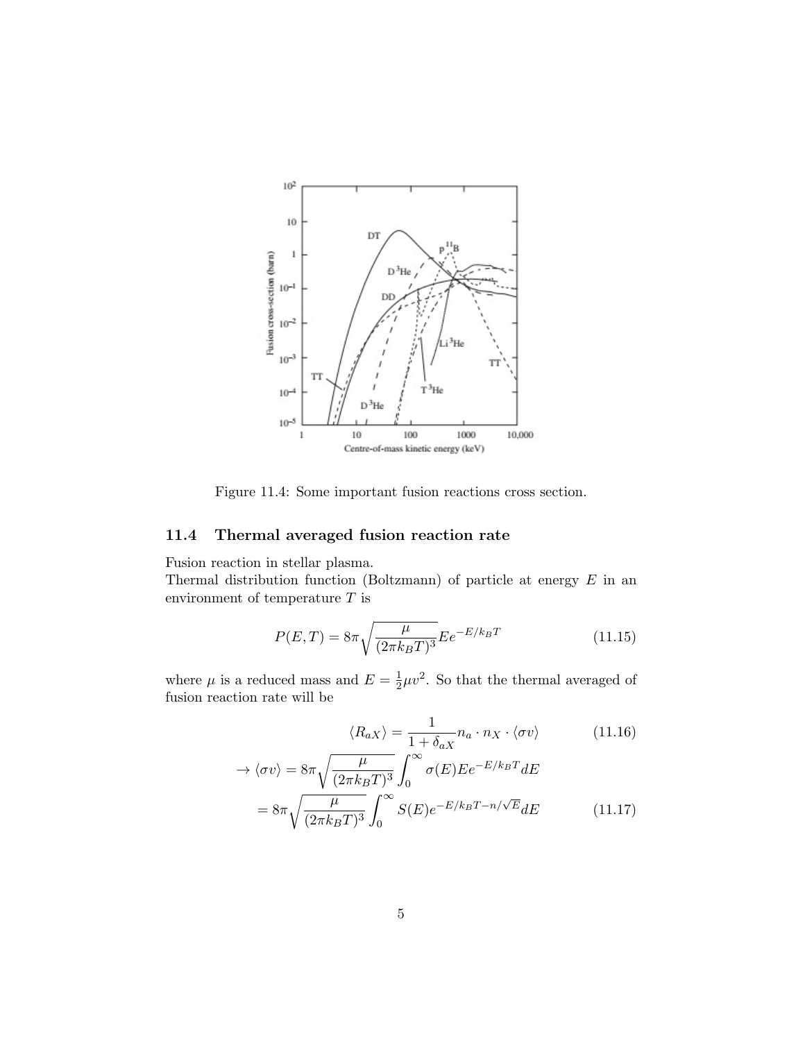Figure 11.4: Some important fusion reactions cross section.

### 11.4 Thermal averaged fusion reaction rate

Fusion reaction in stellar plasma.
Thermal distribution function (Boltzmann) of particle at energy $E$ in an environment of temperature $T$ is

$$P(E,T) = 8\pi\sqrt{\frac{\mu}{(2\pi k_B T)^3}} E e^{-E/k_B T} \tag{11.15}$$

where $\mu$ is a reduced mass and $E = \frac{1}{2}\mu v^2$. So that the thermal averaged of fusion reaction rate will be

$$\langle R_{aX}\rangle = \frac{1}{1+\delta_{aX}} n_a \cdot n_X \cdot \langle \sigma v\rangle \tag{11.16}$$

$$\rightarrow \langle \sigma v\rangle = 8\pi\sqrt{\frac{\mu}{(2\pi k_B T)^3}} \int_0^\infty \sigma(E) E e^{-E/k_B T} dE$$

$$= 8\pi\sqrt{\frac{\mu}{(2\pi k_B T)^3}} \int_0^\infty S(E) e^{-E/k_B T - n/\sqrt{E}} dE \tag{11.17}$$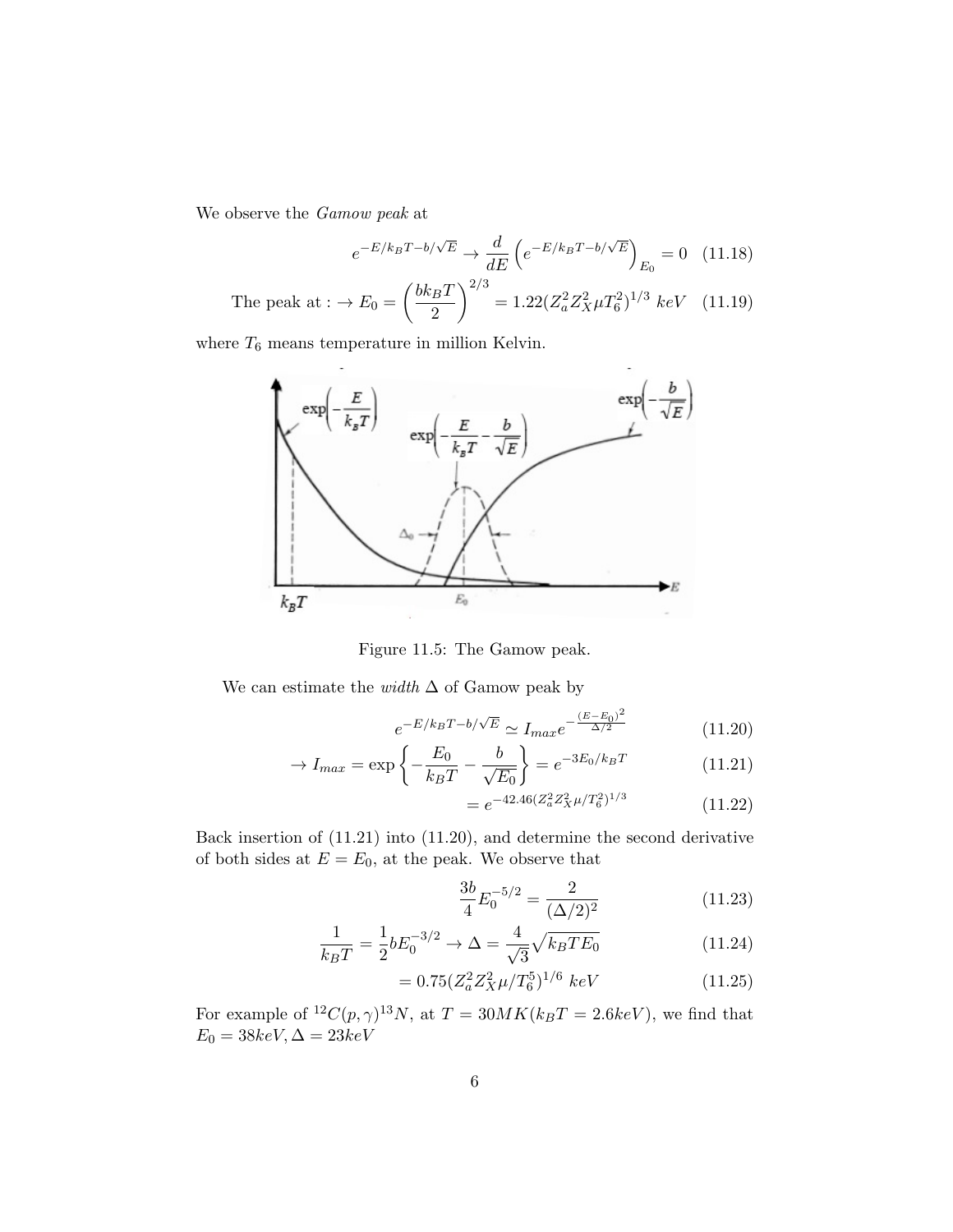We observe the *Gamow peak* at

$$e^{-E/k_BT-b/\sqrt{E}} \rightarrow \frac{d}{dE}\left(e^{-E/k_BT-b/\sqrt{E}}\right)_{E_0} = 0 \quad (11.18)$$

$$\text{The peak at :} \rightarrow E_0 = \left(\frac{bk_BT}{2}\right)^{2/3} = 1.22(Z_a^2 Z_X^2 \mu T_6^2)^{1/3}\ keV \quad (11.19)$$

where $T_6$ means temperature in million Kelvin.

Figure 11.5: The Gamow peak.

We can estimate the *width* $\Delta$ of Gamow peak by

$$e^{-E/k_BT-b/\sqrt{E}} \simeq I_{max} e^{-\frac{(E-E_0)^2}{\Delta/2}} \quad (11.20)$$

$$\rightarrow I_{max} = \exp\left\{-\frac{E_0}{k_BT} - \frac{b}{\sqrt{E_0}}\right\} = e^{-3E_0/k_BT} \quad (11.21)$$

$$= e^{-42.46(Z_a^2 Z_X^2 \mu / T_6^2)^{1/3}} \quad (11.22)$$

Back insertion of (11.21) into (11.20), and determine the second derivative of both sides at $E = E_0$, at the peak. We observe that

$$\frac{3b}{4} E_0^{-5/2} = \frac{2}{(\Delta/2)^2} \quad (11.23)$$

$$\frac{1}{k_BT} = \frac{1}{2} b E_0^{-3/2} \rightarrow \Delta = \frac{4}{\sqrt{3}} \sqrt{k_BT E_0} \quad (11.24)$$

$$= 0.75(Z_a^2 Z_X^2 \mu / T_6^5)^{1/6}\ keV \quad (11.25)$$

For example of $^{12}C(p,\gamma)^{13}N$, at $T = 30MK (k_BT = 2.6keV)$, we find that $E_0 = 38keV, \Delta = 23keV$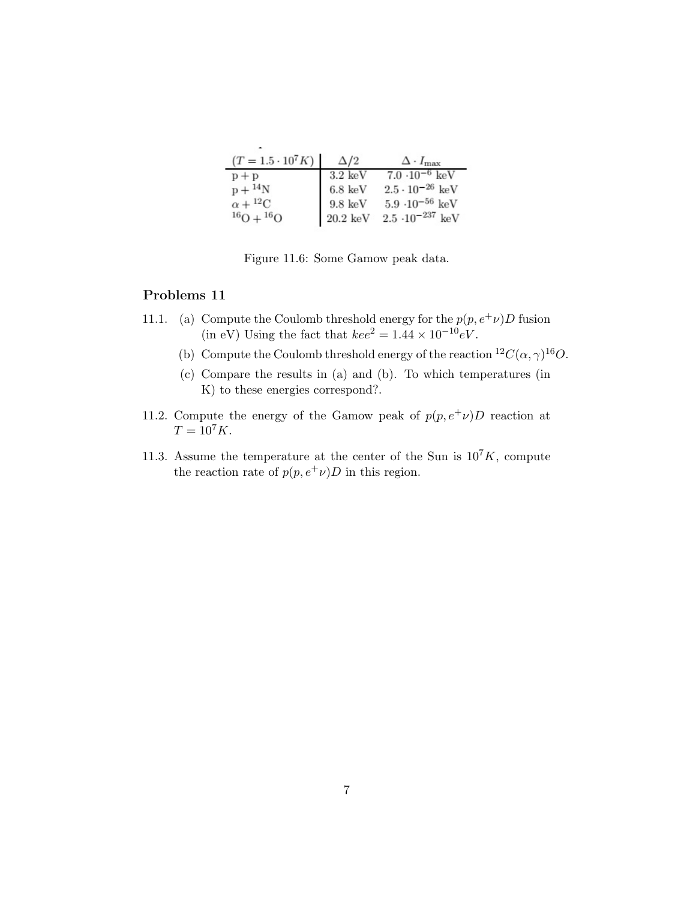| $(T = 1.5 \cdot 10^7 K)$ | $\Delta/2$ | $\Delta \cdot I_{\max}$ |
|---|---|---|
| p + p | 3.2 keV | $7.0 \cdot 10^{-6}$ keV |
| p + $^{14}$N | 6.8 keV | $2.5 \cdot 10^{-26}$ keV |
| $\alpha$ + $^{12}$C | 9.8 keV | $5.9 \cdot 10^{-56}$ keV |
| $^{16}$O + $^{16}$O | 20.2 keV | $2.5 \cdot 10^{-237}$ keV |

Figure 11.6: Some Gamow peak data.

## Problems 11

11.1. (a) Compute the Coulomb threshold energy for the $p(p, e^+\nu)D$ fusion (in eV) Using the fact that $kee^2 = 1.44 \times 10^{-10} eV$.

(b) Compute the Coulomb threshold energy of the reaction $^{12}C(\alpha, \gamma)^{16}O$.

(c) Compare the results in (a) and (b). To which temperatures (in K) to these energies correspond?.

11.2. Compute the energy of the Gamow peak of $p(p, e^+\nu)D$ reaction at $T = 10^7 K$.

11.3. Assume the temperature at the center of the Sun is $10^7 K$, compute the reaction rate of $p(p, e^+\nu)D$ in this region.